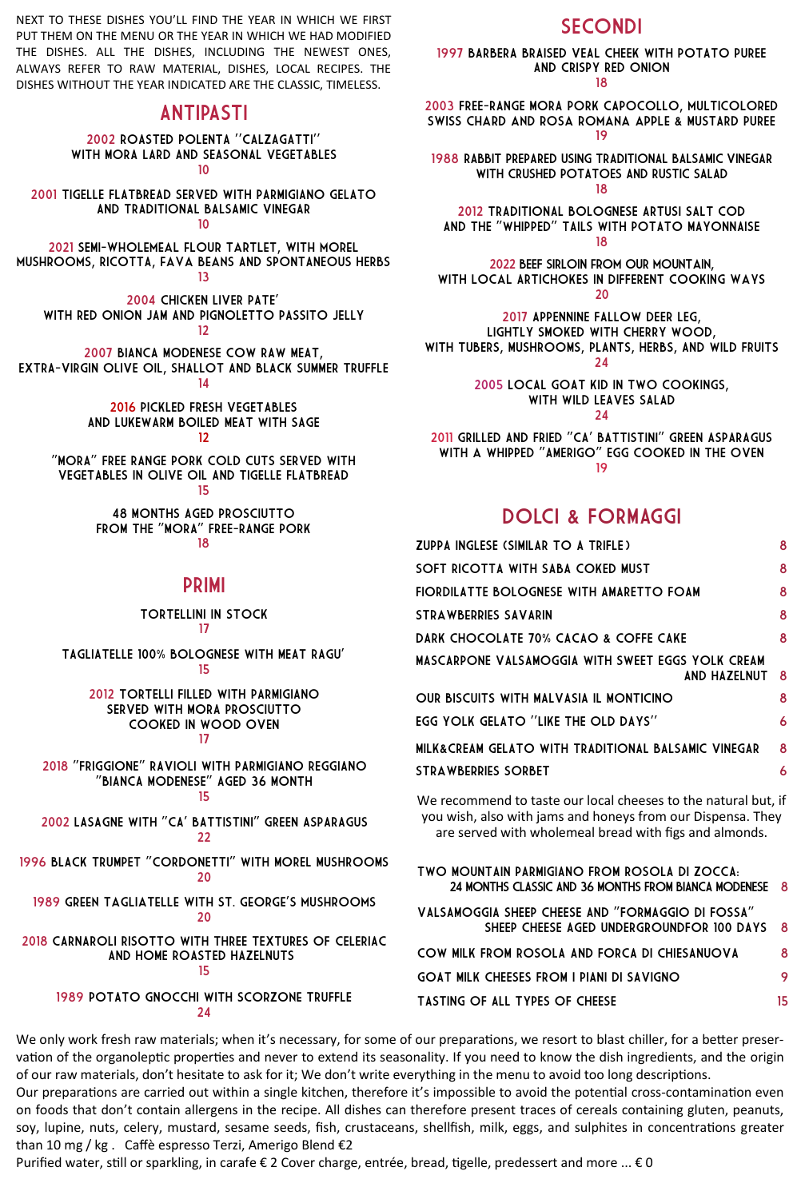NEXT TO THESE DISHES YOU'LL FIND THE YEAR IN WHICH WE FIRST PUT THEM ON THE MENU OR THE YEAR IN WHICH WE HAD MODIFIED THE DISHES. ALL THE DISHES, INCLUDING THE NEWEST ONES, ALWAYS REFER TO RAW MATERIAL, DISHES, LOCAL RECIPES. THE DISHES WITHOUT THE YEAR INDICATED ARE THE CLASSIC, TIMELESS.

## ANTIPASTI

2002 ROASTED POLENTA ''CALZAGATTI'' WITH MORA LARD AND SEASONAL VEGETABLES
10

2001 TIGELLE FLATBREAD SERVED WITH PARMIGIANO GELATO AND TRADITIONAL BALSAMIC VINEGAR
10

2021 SEMI-WHOLEMEAL FLOUR TARTLET, WITH MOREL MUSHROOMS, RICOTTA, FAVA BEANS AND SPONTANEOUS HERBS
13

2004 CHICKEN LIVER PATE' WITH RED ONION JAM AND PIGNOLETTO PASSITO JELLY
12

2007 BIANCA MODENESE COW RAW MEAT, EXTRA-VIRGIN OLIVE OIL, SHALLOT AND BLACK SUMMER TRUFFLE
14

2016 PICKLED FRESH VEGETABLES AND LUKEWARM BOILED MEAT WITH SAGE
12

"MORA" FREE RANGE PORK COLD CUTS SERVED WITH VEGETABLES IN OLIVE OIL AND TIGELLE FLATBREAD
15

48 MONTHS AGED PROSCIUTTO FROM THE "MORA" FREE-RANGE PORK
18

## PRIMI

TORTELLINI IN STOCK
17

TAGLIATELLE 100% BOLOGNESE WITH MEAT RAGU'
15

2012 TORTELLI FILLED WITH PARMIGIANO SERVED WITH MORA PROSCIUTTO COOKED IN WOOD OVEN
17

2018 "FRIGGIONE" RAVIOLI WITH PARMIGIANO REGGIANO "BIANCA MODENESE" AGED 36 MONTH
15

2002 LASAGNE WITH "CA' BATTISTINI" GREEN ASPARAGUS
22

1996 BLACK TRUMPET "CORDONETTI" WITH MOREL MUSHROOMS
20

1989 GREEN TAGLIATELLE WITH ST. GEORGE'S MUSHROOMS
20

2018 CARNAROLI RISOTTO WITH THREE TEXTURES OF CELERIAC AND HOME ROASTED HAZELNUTS
15

1989 POTATO GNOCCHI WITH SCORZONE TRUFFLE
24

## SECONDI

1997 BARBERA BRAISED VEAL CHEEK WITH POTATO PUREE AND CRISPY RED ONION
18

2003 FREE-RANGE MORA PORK CAPOCOLLO, MULTICOLORED SWISS CHARD AND ROSA ROMANA APPLE & MUSTARD PUREE
19

1988 RABBIT PREPARED USING TRADITIONAL BALSAMIC VINEGAR WITH CRUSHED POTATOES AND RUSTIC SALAD
18

2012 TRADITIONAL BOLOGNESE ARTUSI SALT COD AND THE "WHIPPED" TAILS WITH POTATO MAYONNAISE
18

2022 BEEF SIRLOIN FROM OUR MOUNTAIN, WITH LOCAL ARTICHOKES IN DIFFERENT COOKING WAYS
20

2017 APPENNINE FALLOW DEER LEG, LIGHTLY SMOKED WITH CHERRY WOOD, WITH TUBERS, MUSHROOMS, PLANTS, HERBS, AND WILD FRUITS
24

2005 LOCAL GOAT KID IN TWO COOKINGS, WITH WILD LEAVES SALAD
24

2011 GRILLED AND FRIED "CA' BATTISTINI" GREEN ASPARAGUS WITH A WHIPPED "AMERIGO" EGG COOKED IN THE OVEN
19

## DOLCI & FORMAGGI

| | |
|---|---|
| ZUPPA INGLESE (SIMILAR TO A TRIFLE) | 8 |
| SOFT RICOTTA WITH SABA COKED MUST | 8 |
| FIORDILATTE BOLOGNESE WITH AMARETTO FOAM | 8 |
| STRAWBERRIES SAVARIN | 8 |
| DARK CHOCOLATE 70% CACAO & COFFE CAKE | 8 |
| MASCARPONE VALSAMOGGIA WITH SWEET EGGS YOLK CREAM AND HAZELNUT | 8 |
| OUR BISCUITS WITH MALVASIA IL MONTICINO | 8 |
| EGG YOLK GELATO ''LIKE THE OLD DAYS'' | 6 |
| MILK&CREAM GELATO WITH TRADITIONAL BALSAMIC VINEGAR | 8 |
| STRAWBERRIES SORBET | 6 |

We recommend to taste our local cheeses to the natural but, if you wish, also with jams and honeys from our Dispensa. They are served with wholemeal bread with figs and almonds.

| | |
|---|---|
| TWO MOUNTAIN PARMIGIANO FROM ROSOLA DI ZOCCA: 24 MONTHS CLASSIC AND 36 MONTHS FROM BIANCA MODENESE | 8 |
| VALSAMOGGIA SHEEP CHEESE AND "FORMAGGIO DI FOSSA" SHEEP CHEESE AGED UNDERGROUNDFOR 100 DAYS | 8 |
| COW MILK FROM ROSOLA AND FORCA DI CHIESANUOVA | 8 |
| GOAT MILK CHEESES FROM I PIANI DI SAVIGNO | 9 |
| TASTING OF ALL TYPES OF CHEESE | 15 |

We only work fresh raw materials; when it's necessary, for some of our preparations, we resort to blast chiller, for a better preservation of the organoleptic properties and never to extend its seasonality. If you need to know the dish ingredients, and the origin of our raw materials, don't hesitate to ask for it; We don't write everything in the menu to avoid too long descriptions.
Our preparations are carried out within a single kitchen, therefore it's impossible to avoid the potential cross-contamination even on foods that don't contain allergens in the recipe. All dishes can therefore present traces of cereals containing gluten, peanuts, soy, lupine, nuts, celery, mustard, sesame seeds, fish, crustaceans, shellfish, milk, eggs, and sulphites in concentrations greater than 10 mg / kg . Caffè espresso Terzi, Amerigo Blend €2
Purified water, still or sparkling, in carafe € 2 Cover charge, entrée, bread, tigelle, predessert and more ... € 0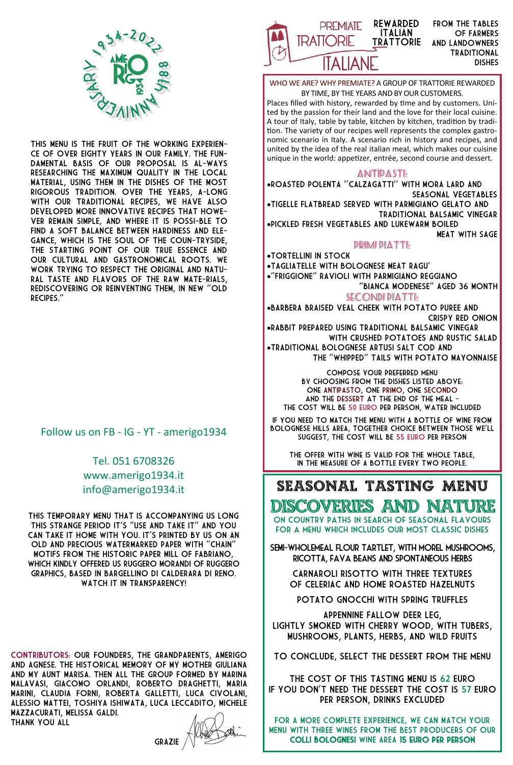1934-2022 AMERIGO 1934 ANNIVERSARY 4188

THIS MENU IS THE FRUIT OF THE WORKING EXPERIENCE OF OVER EIGHTY YEARS IN OUR FAMILY. THE FUNDAMENTAL BASIS OF OUR PROPOSAL IS AL-WAYS RESEARCHING THE MAXIMUM QUALITY IN THE LOCAL MATERIAL, USING THEM IN THE DISHES OF THE MOST RIGOROUS TRADITION. OVER THE YEARS, A-LONG WITH OUR TRADITIONAL RECIPES, WE HAVE ALSO DEVELOPED MORE INNOVATIVE RECIPES THAT HOWEVER REMAIN SIMPLE, AND WHERE IT IS POSSI-BLE TO FIND A SOFT BALANCE BETWEEN HARDINESS AND ELEGANCE, WHICH IS THE SOUL OF THE COUN-TRYSIDE, THE STARTING POINT OF OUR TRUE ESSENCE AND OUR CULTURAL AND GASTRONOMICAL ROOTS. WE WORK TRYING TO RESPECT THE ORIGINAL AND NATURAL TASTE AND FLAVORS OF THE RAW MATE-RIALS, REDISCOVERING OR REINVENTING THEM, IN NEW "OLD RECIPES."

Follow us on FB - IG - YT - amerigo1934

Tel. 051 6708326
www.amerigo1934.it
info@amerigo1934.it

THIS TEMPORARY MENU THAT IS ACCOMPANYING US LONG THIS STRANGE PERIOD IT'S "USE AND TAKE IT" AND YOU CAN TAKE IT HOME WITH YOU. IT'S PRINTED BY US ON AN OLD AND PRECIOUS WATERMARKED PAPER WITH "CHAIN" MOTIFS FROM THE HISTORIC PAPER MILL OF FABRIANO, WHICH KINDLY OFFERED US RUGGERO MORANDI OF RUGGERO GRAPHICS, BASED IN BARGELLINO DI CALDERARA DI RENO. WATCH IT IN TRANSPARENCY!

CONTRIBUTORS: OUR FOUNDERS, THE GRANDPARENTS, AMERIGO AND AGNESE. THE HISTORICAL MEMORY OF MY MOTHER GIULIANA AND MY AUNT MARISA. THEN ALL THE GROUP FORMED BY MARINA MALAVASI, GIACOMO ORLANDI, ROBERTO DRAGHETTI, MARIA MARINI, CLAUDIA FORNI, ROBERTA GALLETTI, LUCA CIVOLANI, ALESSIO MATTEI, TOSHIYA ISHIWATA, LUCA LECCADITO, MICHELE MAZZACURATI, MELISSA GALDI.
THANK YOU ALL

GRAZIE

PREMIATE TRATTORIE ITALIANE — REWARDED ITALIAN TRATTORIE — FROM THE TABLES OF FARMERS AND LANDOWNERS TRADITIONAL DISHES

WHO WE ARE? WHY PREMIATE? A GROUP OF TRATTORIE REWARDED BY TIME, BY THE YEARS AND BY OUR CUSTOMERS.
Places filled with history, rewarded by time and by customers. United by the passion for their land and the love for their local cuisine. A tour of Italy, table by table, kitchen by kitchen, tradition by tradition. The variety of our recipes well represents the complex gastronomic scenario in Italy. A scenario rich in history and recipes, and united by the idea of the real italian meal, which makes our cuisine unique in the world: appetizer, entrée, second course and dessert.

## ANTIPASTI:

- ROASTED POLENTA "CALZAGATTI" WITH MORA LARD AND SEASONAL VEGETABLES
- TIGELLE FLATBREAD SERVED WITH PARMIGIANO GELATO AND TRADITIONAL BALSAMIC VINEGAR
- PICKLED FRESH VEGETABLES AND LUKEWARM BOILED MEAT WITH SAGE

## PRIMI PIATTI:

- TORTELLINI IN STOCK
- TAGLIATELLE WITH BOLOGNESE MEAT RAGU'
- "FRIGGIONE" RAVIOLI WITH PARMIGIANO REGGIANO "BIANCA MODENESE" AGED 36 MONTH

## SECONDI PIATTI:

- BARBERA BRAISED VEAL CHEEK WITH POTATO PUREE AND CRISPY RED ONION
- RABBIT PREPARED USING TRADITIONAL BALSAMIC VINEGAR WITH CRUSHED POTATOES AND RUSTIC SALAD
- TRADITIONAL BOLOGNESE ARTUSI SALT COD AND THE "WHIPPED" TAILS WITH POTATO MAYONNAISE

COMPOSE YOUR PREFERRED MENU BY CHOOSING FROM THE DISHES LISTED ABOVE: ONE ANTIPASTO, ONE PRIMO, ONE SECONDO AND THE DESSERT AT THE END OF THE MEAL - THE COST WILL BE 50 EURO PER PERSON, WATER INCLUDED

IF YOU NEED TO MATCH THE MENU WITH A BOTTLE OF WINE FROM BOLOGNESE HILLS AREA, TOGETHER CHOICE BETWEEN THOSE WE'LL SUGGEST, THE COST WILL BE 55 EURO PER PERSON

THE OFFER WITH WINE IS VALID FOR THE WHOLE TABLE, IN THE MEASURE OF A BOTTLE EVERY TWO PEOPLE.

# SEASONAL TASTING MENU

## DISCOVERIES AND NATURE

ON COUNTRY PATHS IN SEARCH OF SEASONAL FLAVOURS FOR A MENU WHICH INCLUDES OUR MOST CLASSIC DISHES

SEMI-WHOLEMEAL FLOUR TARTLET, WITH MOREL MUSHROOMS, RICOTTA, FAVA BEANS AND SPONTANEOUS HERBS

CARNAROLI RISOTTO WITH THREE TEXTURES OF CELERIAC AND HOME ROASTED HAZELNUTS

POTATO GNOCCHI WITH SPRING TRUFFLES

APPENNINE FALLOW DEER LEG, LIGHTLY SMOKED WITH CHERRY WOOD, WITH TUBERS, MUSHROOMS, PLANTS, HERBS, AND WILD FRUITS

TO CONCLUDE, SELECT THE DESSERT FROM THE MENU

THE COST OF THIS TASTING MENU IS 62 EURO
IF YOU DON'T NEED THE DESSERT THE COST IS 57 EURO PER PERSON, DRINKS EXCLUDED

FOR A MORE COMPLETE EXPERIENCE, WE CAN MATCH YOUR MENU WITH THREE WINES FROM THE BEST PRODUCERS OF OUR **COLLI BOLOGNESI** WINE AREA **15 EURO PER PERSON**